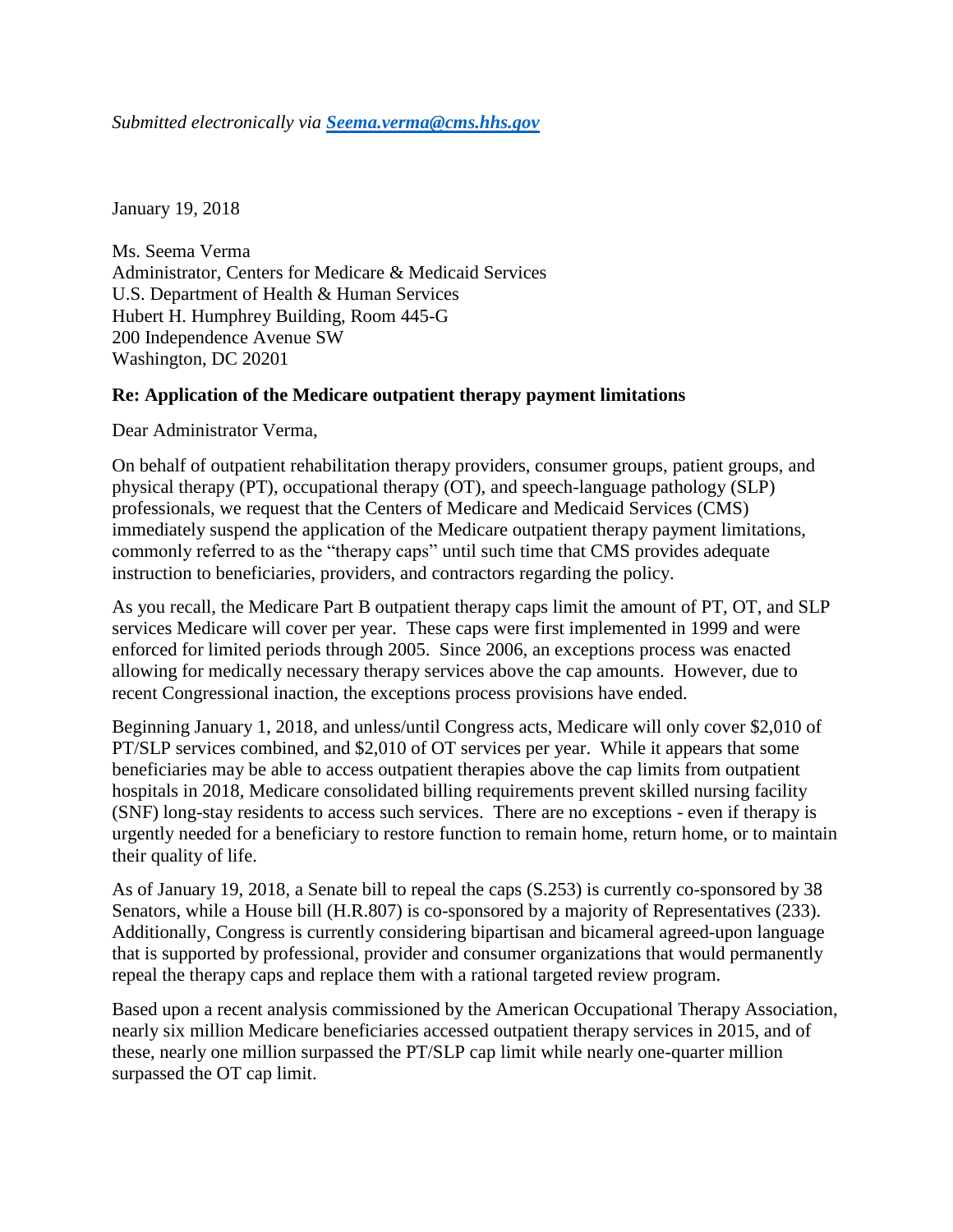*Submitted electronically via [Seema.verma@cms.hhs.gov](mailto:Seema.verma@cms.hhs.gov)*

January 19, 2018

Ms. Seema Verma
Administrator, Centers for Medicare & Medicaid Services
U.S. Department of Health & Human Services
Hubert H. Humphrey Building, Room 445-G
200 Independence Avenue SW
Washington, DC 20201

**Re: Application of the Medicare outpatient therapy payment limitations**

Dear Administrator Verma,

On behalf of outpatient rehabilitation therapy providers, consumer groups, patient groups, and physical therapy (PT), occupational therapy (OT), and speech-language pathology (SLP) professionals, we request that the Centers of Medicare and Medicaid Services (CMS) immediately suspend the application of the Medicare outpatient therapy payment limitations, commonly referred to as the "therapy caps" until such time that CMS provides adequate instruction to beneficiaries, providers, and contractors regarding the policy.

As you recall, the Medicare Part B outpatient therapy caps limit the amount of PT, OT, and SLP services Medicare will cover per year. These caps were first implemented in 1999 and were enforced for limited periods through 2005. Since 2006, an exceptions process was enacted allowing for medically necessary therapy services above the cap amounts. However, due to recent Congressional inaction, the exceptions process provisions have ended.

Beginning January 1, 2018, and unless/until Congress acts, Medicare will only cover $2,010 of PT/SLP services combined, and $2,010 of OT services per year. While it appears that some beneficiaries may be able to access outpatient therapies above the cap limits from outpatient hospitals in 2018, Medicare consolidated billing requirements prevent skilled nursing facility (SNF) long-stay residents to access such services. There are no exceptions - even if therapy is urgently needed for a beneficiary to restore function to remain home, return home, or to maintain their quality of life.

As of January 19, 2018, a Senate bill to repeal the caps (S.253) is currently co-sponsored by 38 Senators, while a House bill (H.R.807) is co-sponsored by a majority of Representatives (233). Additionally, Congress is currently considering bipartisan and bicameral agreed-upon language that is supported by professional, provider and consumer organizations that would permanently repeal the therapy caps and replace them with a rational targeted review program.

Based upon a recent analysis commissioned by the American Occupational Therapy Association, nearly six million Medicare beneficiaries accessed outpatient therapy services in 2015, and of these, nearly one million surpassed the PT/SLP cap limit while nearly one-quarter million surpassed the OT cap limit.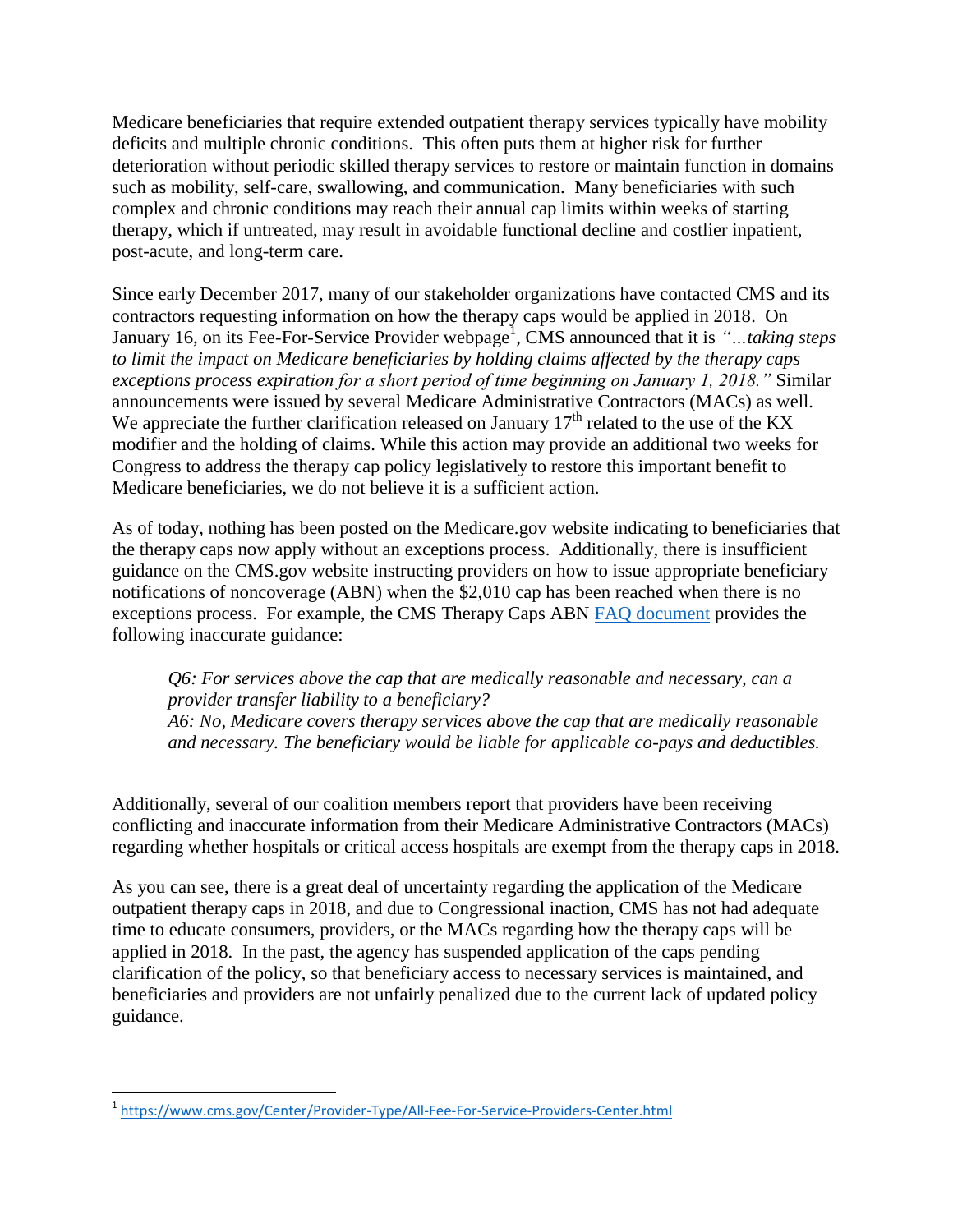Medicare beneficiaries that require extended outpatient therapy services typically have mobility deficits and multiple chronic conditions. This often puts them at higher risk for further deterioration without periodic skilled therapy services to restore or maintain function in domains such as mobility, self-care, swallowing, and communication. Many beneficiaries with such complex and chronic conditions may reach their annual cap limits within weeks of starting therapy, which if untreated, may result in avoidable functional decline and costlier inpatient, post-acute, and long-term care.

Since early December 2017, many of our stakeholder organizations have contacted CMS and its contractors requesting information on how the therapy caps would be applied in 2018. On January 16, on its Fee-For-Service Provider webpage[1], CMS announced that it is *"...taking steps to limit the impact on Medicare beneficiaries by holding claims affected by the therapy caps exceptions process expiration for a short period of time beginning on January 1, 2018."* Similar announcements were issued by several Medicare Administrative Contractors (MACs) as well. We appreciate the further clarification released on January 17th related to the use of the KX modifier and the holding of claims. While this action may provide an additional two weeks for Congress to address the therapy cap policy legislatively to restore this important benefit to Medicare beneficiaries, we do not believe it is a sufficient action.

As of today, nothing has been posted on the Medicare.gov website indicating to beneficiaries that the therapy caps now apply without an exceptions process. Additionally, there is insufficient guidance on the CMS.gov website instructing providers on how to issue appropriate beneficiary notifications of noncoverage (ABN) when the $2,010 cap has been reached when there is no exceptions process. For example, the CMS Therapy Caps ABN FAQ document provides the following inaccurate guidance:

> *Q6: For services above the cap that are medically reasonable and necessary, can a provider transfer liability to a beneficiary?*
> *A6: No, Medicare covers therapy services above the cap that are medically reasonable and necessary. The beneficiary would be liable for applicable co-pays and deductibles.*

Additionally, several of our coalition members report that providers have been receiving conflicting and inaccurate information from their Medicare Administrative Contractors (MACs) regarding whether hospitals or critical access hospitals are exempt from the therapy caps in 2018.

As you can see, there is a great deal of uncertainty regarding the application of the Medicare outpatient therapy caps in 2018, and due to Congressional inaction, CMS has not had adequate time to educate consumers, providers, or the MACs regarding how the therapy caps will be applied in 2018. In the past, the agency has suspended application of the caps pending clarification of the policy, so that beneficiary access to necessary services is maintained, and beneficiaries and providers are not unfairly penalized due to the current lack of updated policy guidance.

[1] https://www.cms.gov/Center/Provider-Type/All-Fee-For-Service-Providers-Center.html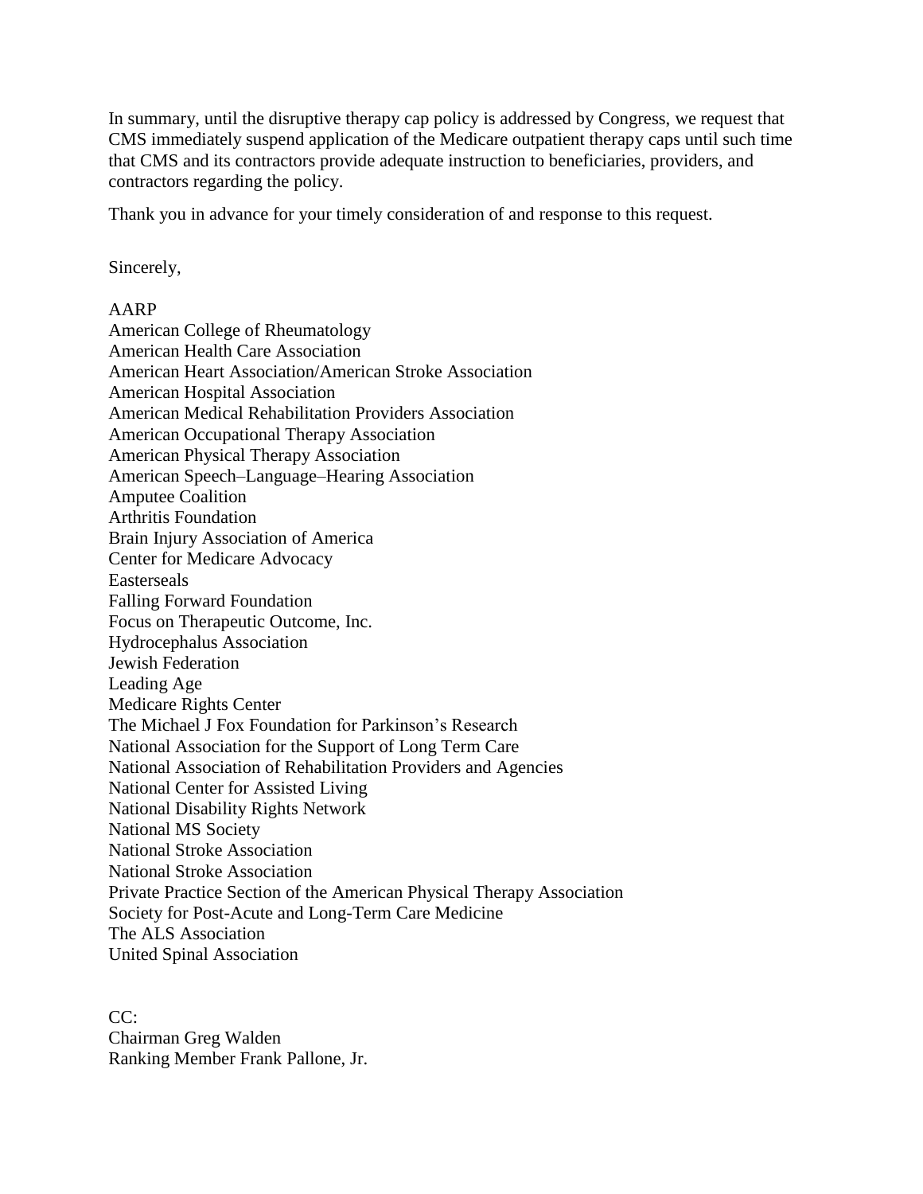In summary, until the disruptive therapy cap policy is addressed by Congress, we request that CMS immediately suspend application of the Medicare outpatient therapy caps until such time that CMS and its contractors provide adequate instruction to beneficiaries, providers, and contractors regarding the policy.

Thank you in advance for your timely consideration of and response to this request.

Sincerely,

AARP
American College of Rheumatology
American Health Care Association
American Heart Association/American Stroke Association
American Hospital Association
American Medical Rehabilitation Providers Association
American Occupational Therapy Association
American Physical Therapy Association
American Speech–Language–Hearing Association
Amputee Coalition
Arthritis Foundation
Brain Injury Association of America
Center for Medicare Advocacy
Easterseals
Falling Forward Foundation
Focus on Therapeutic Outcome, Inc.
Hydrocephalus Association
Jewish Federation
Leading Age
Medicare Rights Center
The Michael J Fox Foundation for Parkinson's Research
National Association for the Support of Long Term Care
National Association of Rehabilitation Providers and Agencies
National Center for Assisted Living
National Disability Rights Network
National MS Society
National Stroke Association
National Stroke Association
Private Practice Section of the American Physical Therapy Association
Society for Post-Acute and Long-Term Care Medicine
The ALS Association
United Spinal Association

CC:
Chairman Greg Walden
Ranking Member Frank Pallone, Jr.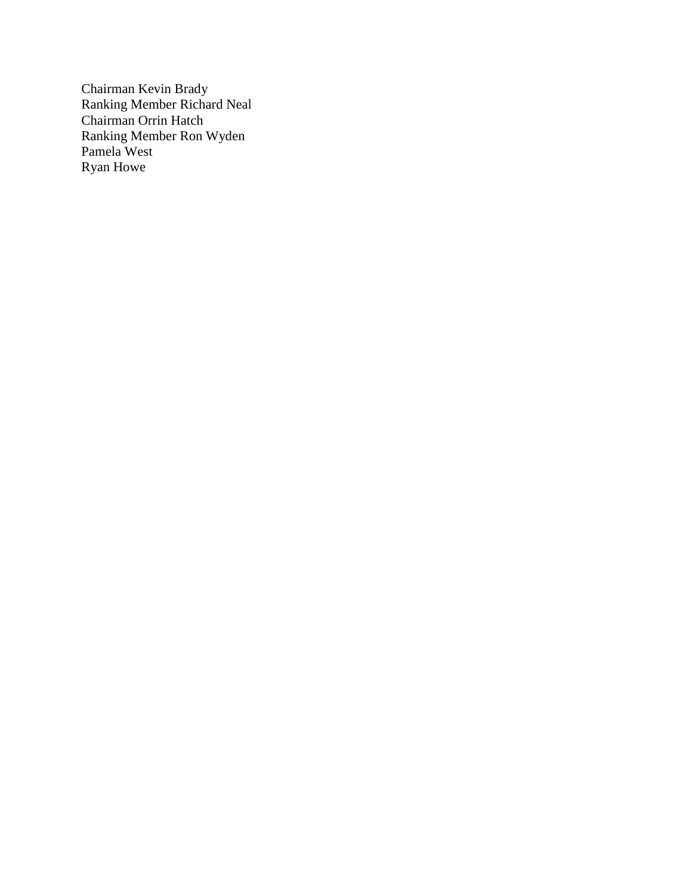Chairman Kevin Brady  
Ranking Member Richard Neal  
Chairman Orrin Hatch  
Ranking Member Ron Wyden  
Pamela West  
Ryan Howe